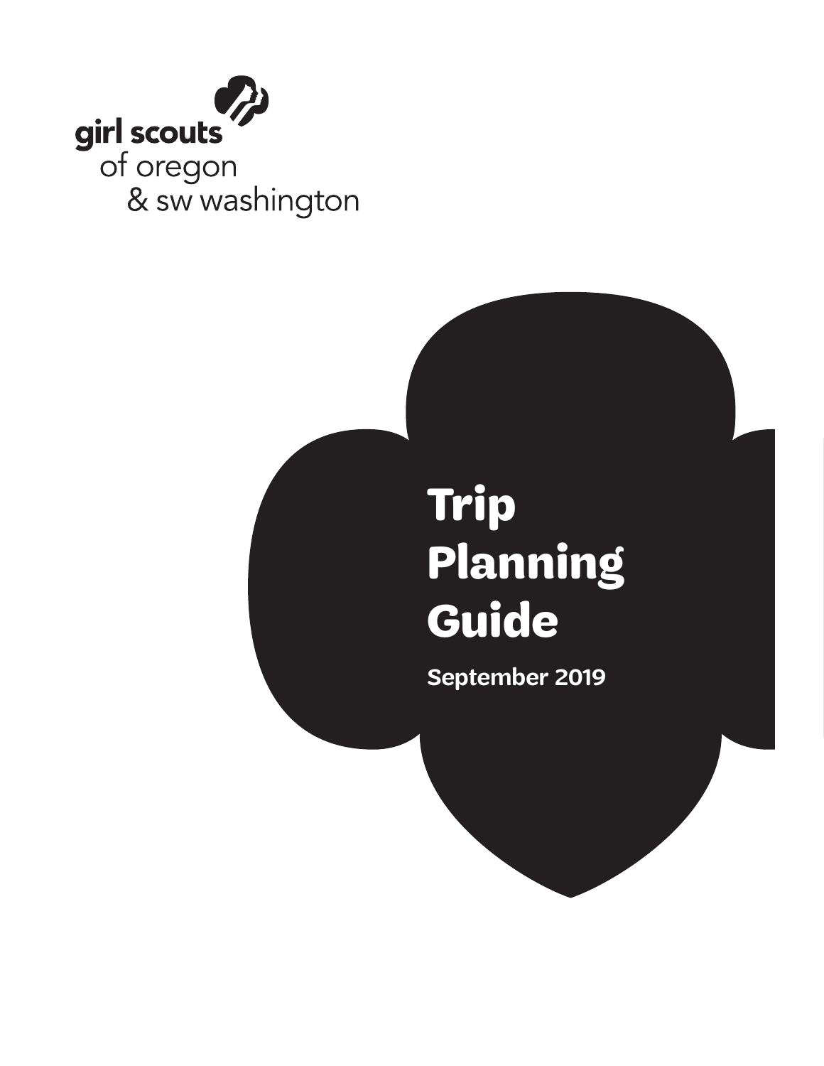girl scouts
of oregon
& sw washington

# Trip Planning Guide

**September 2019**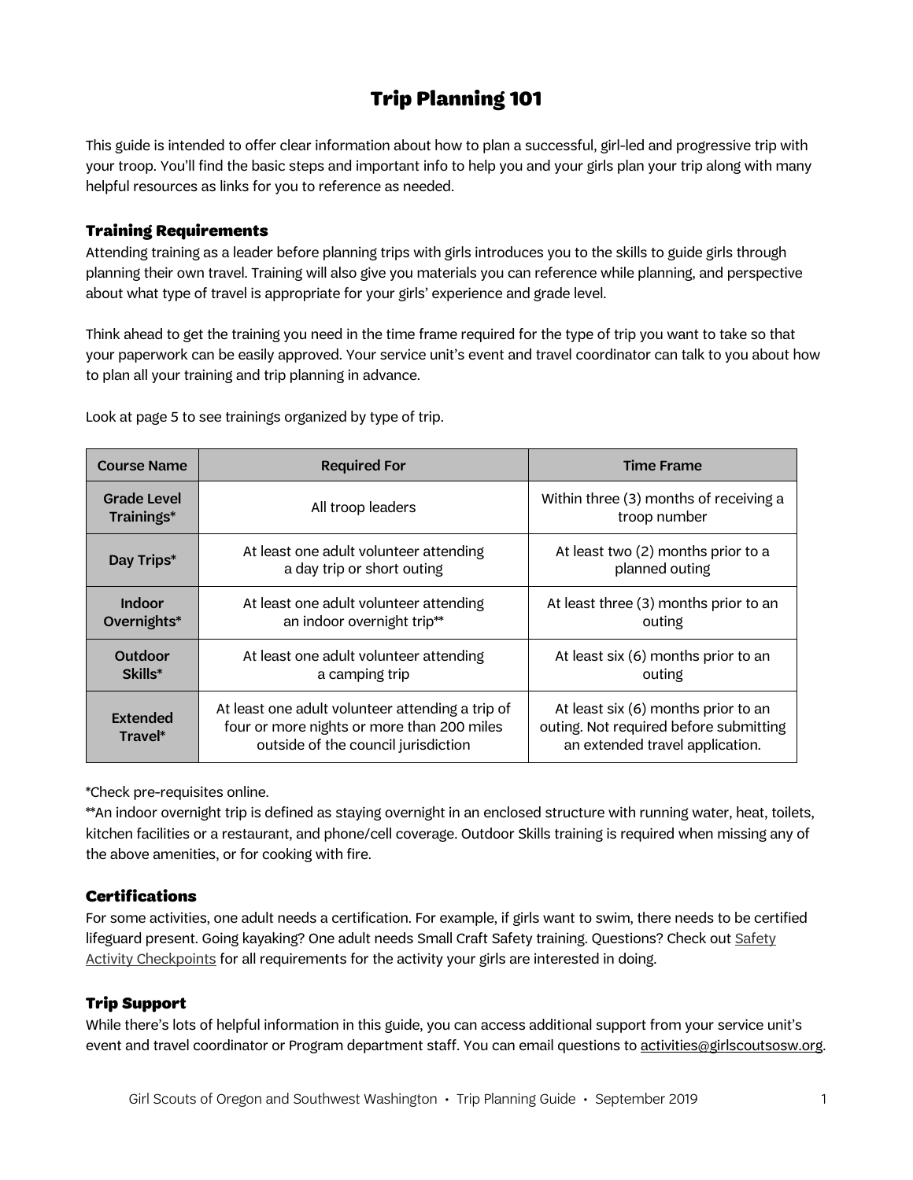# Trip Planning 101

This guide is intended to offer clear information about how to plan a successful, girl-led and progressive trip with your troop. You'll find the basic steps and important info to help you and your girls plan your trip along with many helpful resources as links for you to reference as needed.

## Training Requirements

Attending training as a leader before planning trips with girls introduces you to the skills to guide girls through planning their own travel. Training will also give you materials you can reference while planning, and perspective about what type of travel is appropriate for your girls' experience and grade level.

Think ahead to get the training you need in the time frame required for the type of trip you want to take so that your paperwork can be easily approved. Your service unit's event and travel coordinator can talk to you about how to plan all your training and trip planning in advance.

Look at page 5 to see trainings organized by type of trip.

| Course Name | Required For | Time Frame |
| --- | --- | --- |
| Grade Level Trainings* | All troop leaders | Within three (3) months of receiving a troop number |
| Day Trips* | At least one adult volunteer attending a day trip or short outing | At least two (2) months prior to a planned outing |
| Indoor Overnights* | At least one adult volunteer attending an indoor overnight trip** | At least three (3) months prior to an outing |
| Outdoor Skills* | At least one adult volunteer attending a camping trip | At least six (6) months prior to an outing |
| Extended Travel* | At least one adult volunteer attending a trip of four or more nights or more than 200 miles outside of the council jurisdiction | At least six (6) months prior to an outing. Not required before submitting an extended travel application. |

*Check pre-requisites online.

**An indoor overnight trip is defined as staying overnight in an enclosed structure with running water, heat, toilets, kitchen facilities or a restaurant, and phone/cell coverage. Outdoor Skills training is required when missing any of the above amenities, or for cooking with fire.

## Certifications

For some activities, one adult needs a certification. For example, if girls want to swim, there needs to be certified lifeguard present. Going kayaking? One adult needs Small Craft Safety training. Questions? Check out Safety Activity Checkpoints for all requirements for the activity your girls are interested in doing.

## Trip Support

While there's lots of helpful information in this guide, you can access additional support from your service unit's event and travel coordinator or Program department staff. You can email questions to activities@girlscoutsosw.org.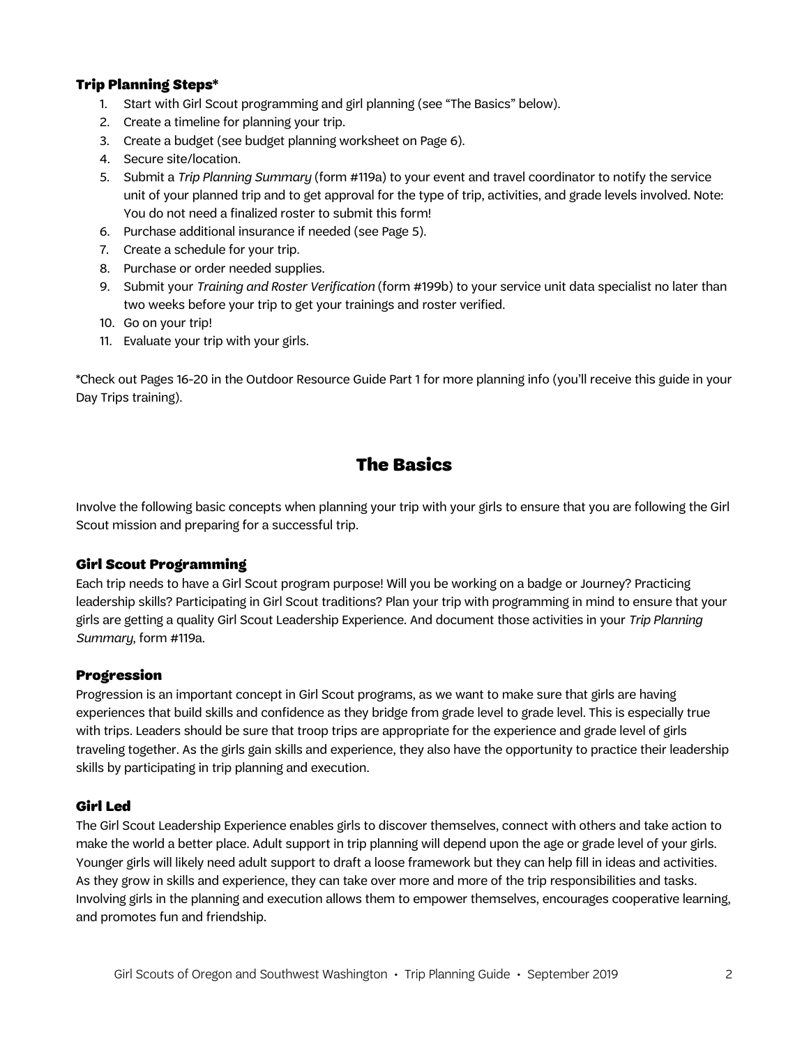### Trip Planning Steps*

1. Start with Girl Scout programming and girl planning (see "The Basics" below).
2. Create a timeline for planning your trip.
3. Create a budget (see budget planning worksheet on Page 6).
4. Secure site/location.
5. Submit a *Trip Planning Summary* (form #119a) to your event and travel coordinator to notify the service unit of your planned trip and to get approval for the type of trip, activities, and grade levels involved. Note: You do not need a finalized roster to submit this form!
6. Purchase additional insurance if needed (see Page 5).
7. Create a schedule for your trip.
8. Purchase or order needed supplies.
9. Submit your *Training and Roster Verification* (form #199b) to your service unit data specialist no later than two weeks before your trip to get your trainings and roster verified.
10. Go on your trip!
11. Evaluate your trip with your girls.

*Check out Pages 16-20 in the Outdoor Resource Guide Part 1 for more planning info (you'll receive this guide in your Day Trips training).

## The Basics

Involve the following basic concepts when planning your trip with your girls to ensure that you are following the Girl Scout mission and preparing for a successful trip.

### Girl Scout Programming

Each trip needs to have a Girl Scout program purpose! Will you be working on a badge or Journey? Practicing leadership skills? Participating in Girl Scout traditions? Plan your trip with programming in mind to ensure that your girls are getting a quality Girl Scout Leadership Experience. And document those activities in your *Trip Planning Summary*, form #119a.

### Progression

Progression is an important concept in Girl Scout programs, as we want to make sure that girls are having experiences that build skills and confidence as they bridge from grade level to grade level. This is especially true with trips. Leaders should be sure that troop trips are appropriate for the experience and grade level of girls traveling together. As the girls gain skills and experience, they also have the opportunity to practice their leadership skills by participating in trip planning and execution.

### Girl Led

The Girl Scout Leadership Experience enables girls to discover themselves, connect with others and take action to make the world a better place. Adult support in trip planning will depend upon the age or grade level of your girls. Younger girls will likely need adult support to draft a loose framework but they can help fill in ideas and activities. As they grow in skills and experience, they can take over more and more of the trip responsibilities and tasks. Involving girls in the planning and execution allows them to empower themselves, encourages cooperative learning, and promotes fun and friendship.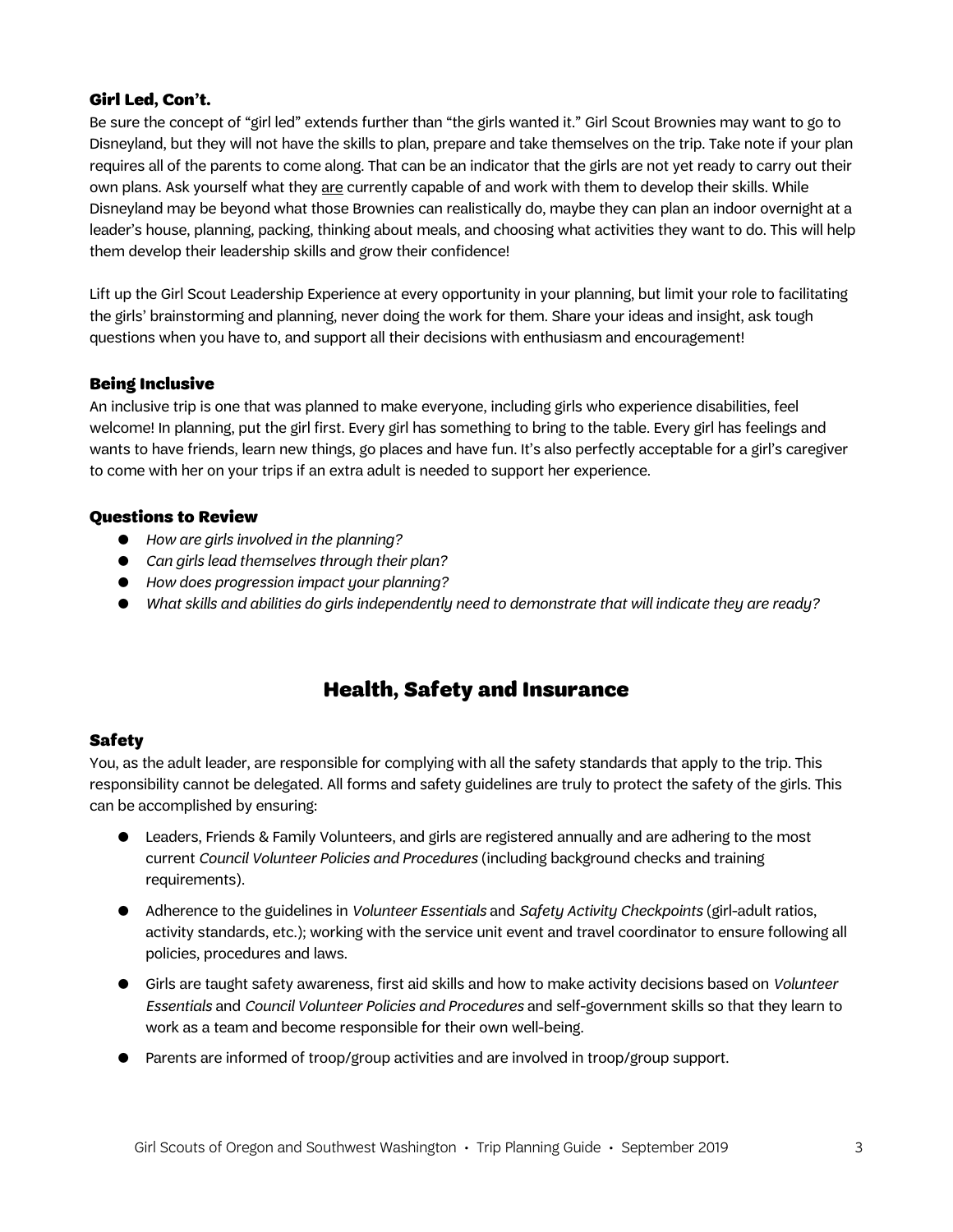### Girl Led, Con't.

Be sure the concept of "girl led" extends further than "the girls wanted it." Girl Scout Brownies may want to go to Disneyland, but they will not have the skills to plan, prepare and take themselves on the trip. Take note if your plan requires all of the parents to come along. That can be an indicator that the girls are not yet ready to carry out their own plans. Ask yourself what they <u>are</u> currently capable of and work with them to develop their skills. While Disneyland may be beyond what those Brownies can realistically do, maybe they can plan an indoor overnight at a leader's house, planning, packing, thinking about meals, and choosing what activities they want to do. This will help them develop their leadership skills and grow their confidence!

Lift up the Girl Scout Leadership Experience at every opportunity in your planning, but limit your role to facilitating the girls' brainstorming and planning, never doing the work for them. Share your ideas and insight, ask tough questions when you have to, and support all their decisions with enthusiasm and encouragement!

### Being Inclusive

An inclusive trip is one that was planned to make everyone, including girls who experience disabilities, feel welcome! In planning, put the girl first. Every girl has something to bring to the table. Every girl has feelings and wants to have friends, learn new things, go places and have fun. It's also perfectly acceptable for a girl's caregiver to come with her on your trips if an extra adult is needed to support her experience.

### Questions to Review

- *How are girls involved in the planning?*
- *Can girls lead themselves through their plan?*
- *How does progression impact your planning?*
- *What skills and abilities do girls independently need to demonstrate that will indicate they are ready?*

## Health, Safety and Insurance

### Safety

You, as the adult leader, are responsible for complying with all the safety standards that apply to the trip. This responsibility cannot be delegated. All forms and safety guidelines are truly to protect the safety of the girls. This can be accomplished by ensuring:

- Leaders, Friends & Family Volunteers, and girls are registered annually and are adhering to the most current *Council Volunteer Policies and Procedures* (including background checks and training requirements).
- Adherence to the guidelines in *Volunteer Essentials* and *Safety Activity Checkpoints* (girl-adult ratios, activity standards, etc.); working with the service unit event and travel coordinator to ensure following all policies, procedures and laws.
- Girls are taught safety awareness, first aid skills and how to make activity decisions based on *Volunteer Essentials* and *Council Volunteer Policies and Procedures* and self-government skills so that they learn to work as a team and become responsible for their own well-being.
- Parents are informed of troop/group activities and are involved in troop/group support.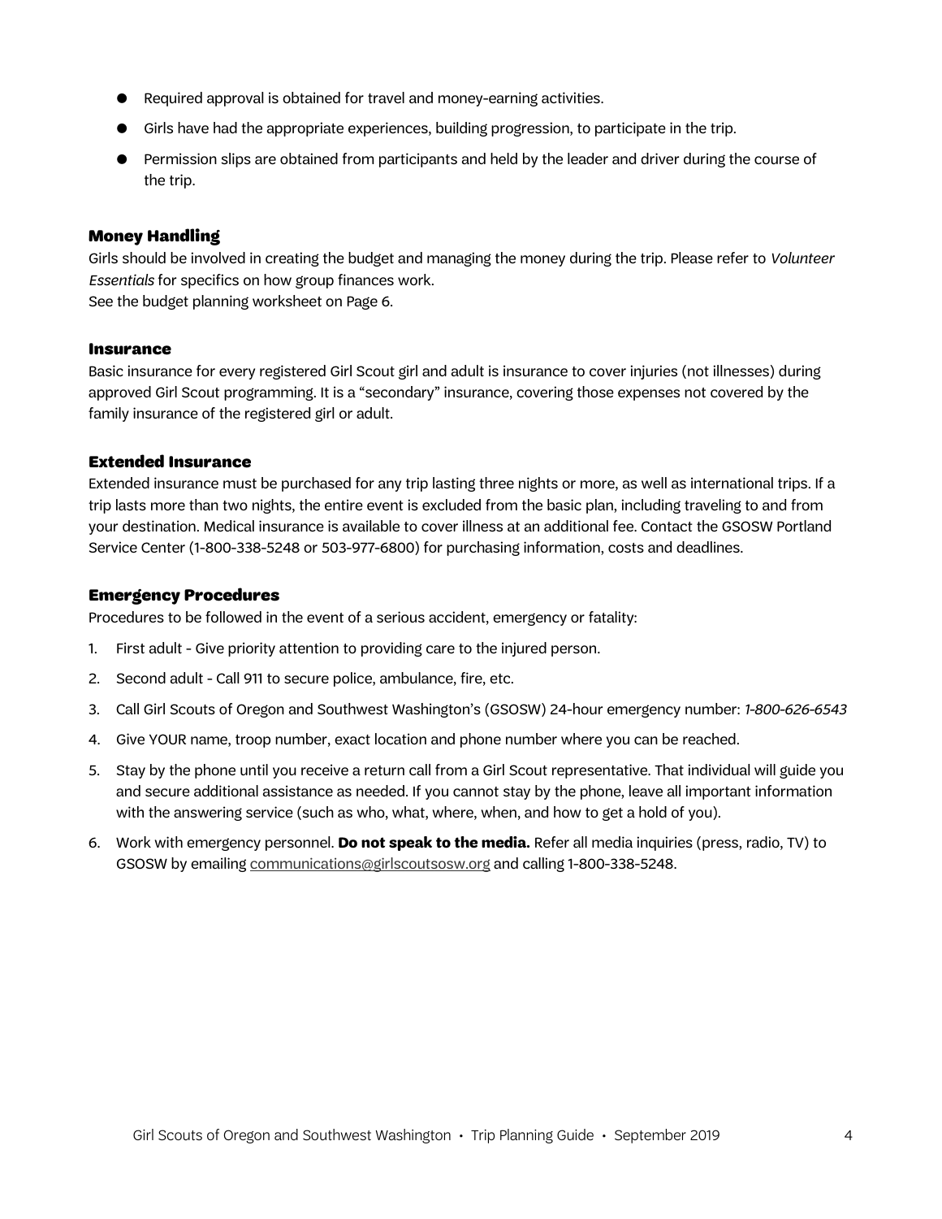- Required approval is obtained for travel and money-earning activities.
- Girls have had the appropriate experiences, building progression, to participate in the trip.
- Permission slips are obtained from participants and held by the leader and driver during the course of the trip.

### Money Handling

Girls should be involved in creating the budget and managing the money during the trip. Please refer to *Volunteer Essentials* for specifics on how group finances work.
See the budget planning worksheet on Page 6.

### Insurance

Basic insurance for every registered Girl Scout girl and adult is insurance to cover injuries (not illnesses) during approved Girl Scout programming. It is a "secondary" insurance, covering those expenses not covered by the family insurance of the registered girl or adult.

### Extended Insurance

Extended insurance must be purchased for any trip lasting three nights or more, as well as international trips. If a trip lasts more than two nights, the entire event is excluded from the basic plan, including traveling to and from your destination. Medical insurance is available to cover illness at an additional fee. Contact the GSOSW Portland Service Center (1-800-338-5248 or 503-977-6800) for purchasing information, costs and deadlines.

### Emergency Procedures

Procedures to be followed in the event of a serious accident, emergency or fatality:

1. First adult - Give priority attention to providing care to the injured person.
2. Second adult - Call 911 to secure police, ambulance, fire, etc.
3. Call Girl Scouts of Oregon and Southwest Washington's (GSOSW) 24-hour emergency number: *1-800-626-6543*
4. Give YOUR name, troop number, exact location and phone number where you can be reached.
5. Stay by the phone until you receive a return call from a Girl Scout representative. That individual will guide you and secure additional assistance as needed. If you cannot stay by the phone, leave all important information with the answering service (such as who, what, where, when, and how to get a hold of you).
6. Work with emergency personnel. **Do not speak to the media.** Refer all media inquiries (press, radio, TV) to GSOSW by emailing communications@girlscoutsosw.org and calling 1-800-338-5248.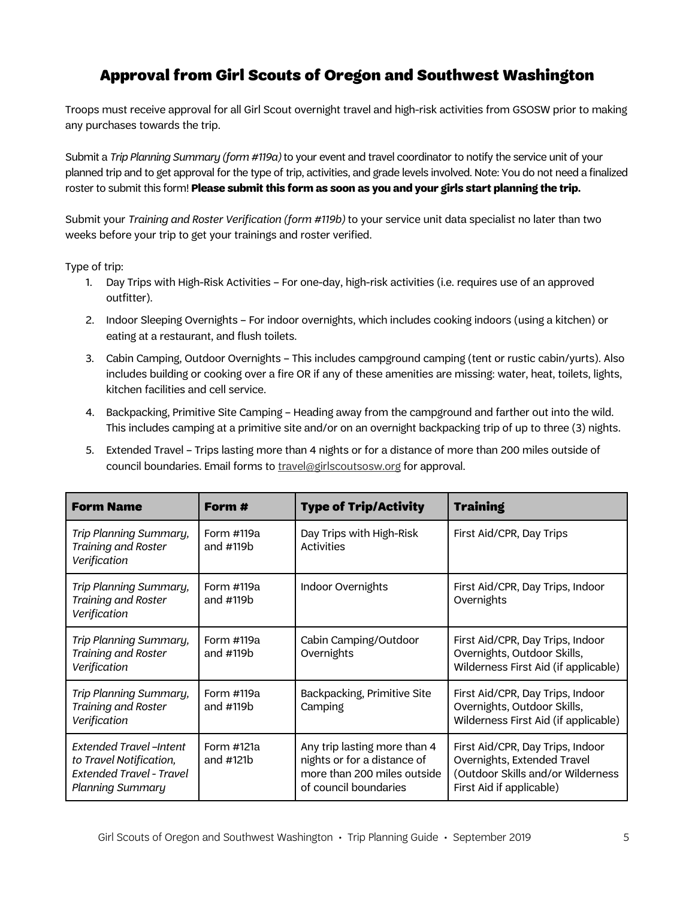# Approval from Girl Scouts of Oregon and Southwest Washington

Troops must receive approval for all Girl Scout overnight travel and high-risk activities from GSOSW prior to making any purchases towards the trip.

Submit a *Trip Planning Summary (form #119a)* to your event and travel coordinator to notify the service unit of your planned trip and to get approval for the type of trip, activities, and grade levels involved. Note: You do not need a finalized roster to submit this form! **Please submit this form as soon as you and your girls start planning the trip.**

Submit your *Training and Roster Verification (form #119b)* to your service unit data specialist no later than two weeks before your trip to get your trainings and roster verified.

Type of trip:

1. Day Trips with High-Risk Activities – For one-day, high-risk activities (i.e. requires use of an approved outfitter).
2. Indoor Sleeping Overnights – For indoor overnights, which includes cooking indoors (using a kitchen) or eating at a restaurant, and flush toilets.
3. Cabin Camping, Outdoor Overnights – This includes campground camping (tent or rustic cabin/yurts). Also includes building or cooking over a fire OR if any of these amenities are missing: water, heat, toilets, lights, kitchen facilities and cell service.
4. Backpacking, Primitive Site Camping – Heading away from the campground and farther out into the wild. This includes camping at a primitive site and/or on an overnight backpacking trip of up to three (3) nights.
5. Extended Travel – Trips lasting more than 4 nights or for a distance of more than 200 miles outside of council boundaries. Email forms to travel@girlscoutsosw.org for approval.

| Form Name | Form # | Type of Trip/Activity | Training |
|---|---|---|---|
| *Trip Planning Summary, Training and Roster Verification* | Form #119a and #119b | Day Trips with High-Risk Activities | First Aid/CPR, Day Trips |
| *Trip Planning Summary, Training and Roster Verification* | Form #119a and #119b | Indoor Overnights | First Aid/CPR, Day Trips, Indoor Overnights |
| *Trip Planning Summary, Training and Roster Verification* | Form #119a and #119b | Cabin Camping/Outdoor Overnights | First Aid/CPR, Day Trips, Indoor Overnights, Outdoor Skills, Wilderness First Aid (if applicable) |
| *Trip Planning Summary, Training and Roster Verification* | Form #119a and #119b | Backpacking, Primitive Site Camping | First Aid/CPR, Day Trips, Indoor Overnights, Outdoor Skills, Wilderness First Aid (if applicable) |
| *Extended Travel –Intent to Travel Notification, Extended Travel - Travel Planning Summary* | Form #121a and #121b | Any trip lasting more than 4 nights or for a distance of more than 200 miles outside of council boundaries | First Aid/CPR, Day Trips, Indoor Overnights, Extended Travel (Outdoor Skills and/or Wilderness First Aid if applicable) |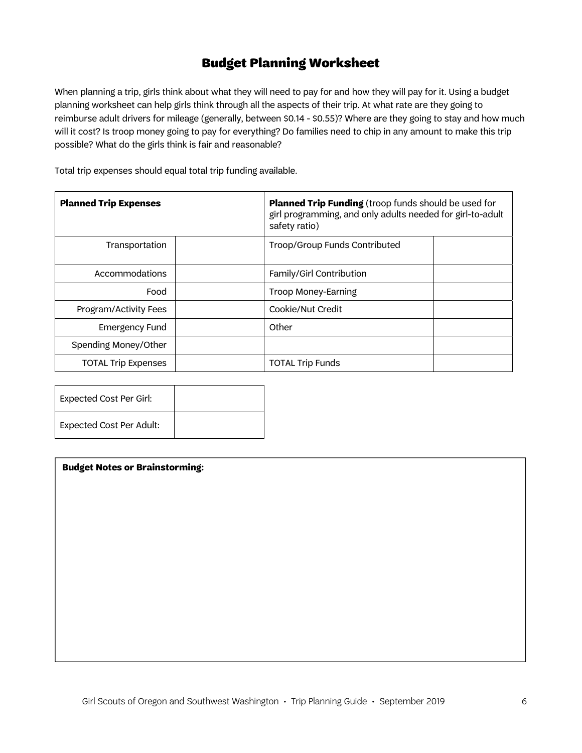# Budget Planning Worksheet

When planning a trip, girls think about what they will need to pay for and how they will pay for it. Using a budget planning worksheet can help girls think through all the aspects of their trip. At what rate are they going to reimburse adult drivers for mileage (generally, between $0.14 - $0.55)? Where are they going to stay and how much will it cost? Is troop money going to pay for everything? Do families need to chip in any amount to make this trip possible? What do the girls think is fair and reasonable?

Total trip expenses should equal total trip funding available.

| **Planned Trip Expenses** | | **Planned Trip Funding** (troop funds should be used for girl programming, and only adults needed for girl-to-adult safety ratio) | |
|---|---|---|---|
| Transportation | | Troop/Group Funds Contributed | |
| Accommodations | | Family/Girl Contribution | |
| Food | | Troop Money-Earning | |
| Program/Activity Fees | | Cookie/Nut Credit | |
| Emergency Fund | | Other | |
| Spending Money/Other | | | |
| TOTAL Trip Expenses | | TOTAL Trip Funds | |

| | |
|---|---|
| Expected Cost Per Girl: | |
| Expected Cost Per Adult: | |

**Budget Notes or Brainstorming:**